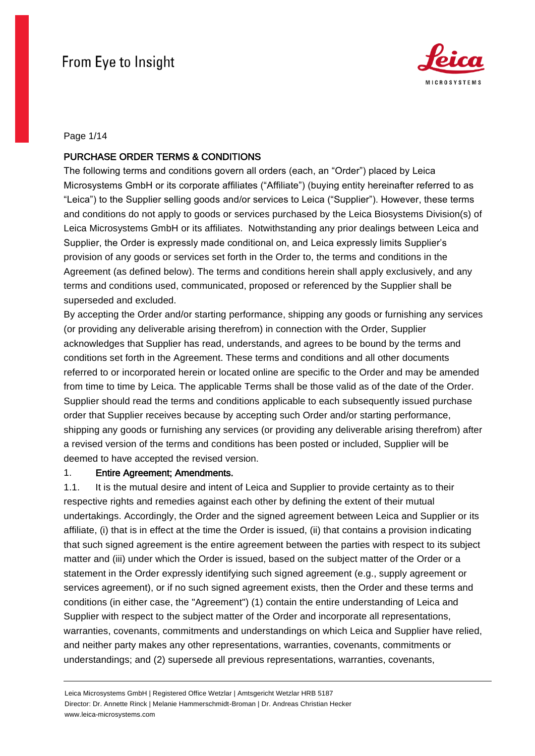## PURCHASE ORDER TERMS & CONDITIONS

The following terms and conditions govern all orders (each, an "Order") placed by Leica Microsystems GmbH or its corporate affiliates ("Affiliate") (buying entity hereinafter referred to as "Leica") to the Supplier selling goods and/or services to Leica ("Supplier"). However, these terms and conditions do not apply to goods or services purchased by the Leica Biosystems Division(s) of Leica Microsystems GmbH or its affiliates. Notwithstanding any prior dealings between Leica and Supplier, the Order is expressly made conditional on, and Leica expressly limits Supplier's provision of any goods or services set forth in the Order to, the terms and conditions in the Agreement (as defined below). The terms and conditions herein shall apply exclusively, and any terms and conditions used, communicated, proposed or referenced by the Supplier shall be superseded and excluded.

By accepting the Order and/or starting performance, shipping any goods or furnishing any services (or providing any deliverable arising therefrom) in connection with the Order, Supplier acknowledges that Supplier has read, understands, and agrees to be bound by the terms and conditions set forth in the Agreement. These terms and conditions and all other documents referred to or incorporated herein or located online are specific to the Order and may be amended from time to time by Leica. The applicable Terms shall be those valid as of the date of the Order. Supplier should read the terms and conditions applicable to each subsequently issued purchase order that Supplier receives because by accepting such Order and/or starting performance, shipping any goods or furnishing any services (or providing any deliverable arising therefrom) after a revised version of the terms and conditions has been posted or included, Supplier will be deemed to have accepted the revised version.

### 1. Entire Agreement; Amendments.

1.1. It is the mutual desire and intent of Leica and Supplier to provide certainty as to their respective rights and remedies against each other by defining the extent of their mutual undertakings. Accordingly, the Order and the signed agreement between Leica and Supplier or its affiliate, (i) that is in effect at the time the Order is issued, (ii) that contains a provision indicating that such signed agreement is the entire agreement between the parties with respect to its subject matter and (iii) under which the Order is issued, based on the subject matter of the Order or a statement in the Order expressly identifying such signed agreement (e.g., supply agreement or services agreement), or if no such signed agreement exists, then the Order and these terms and conditions (in either case, the "Agreement") (1) contain the entire understanding of Leica and Supplier with respect to the subject matter of the Order and incorporate all representations, warranties, covenants, commitments and understandings on which Leica and Supplier have relied, and neither party makes any other representations, warranties, covenants, commitments or understandings; and (2) supersede all previous representations, warranties, covenants,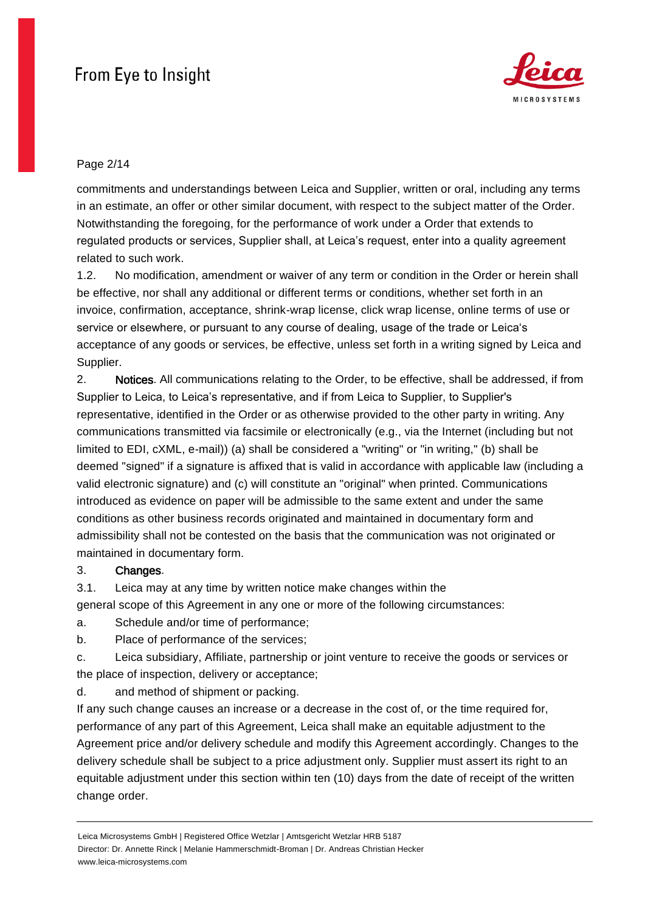commitments and understandings between Leica and Supplier, written or oral, including any terms in an estimate, an offer or other similar document, with respect to the subject matter of the Order. Notwithstanding the foregoing, for the performance of work under a Order that extends to regulated products or services, Supplier shall, at Leica's request, enter into a quality agreement related to such work.

1.2. No modification, amendment or waiver of any term or condition in the Order or herein shall be effective, nor shall any additional or different terms or conditions, whether set forth in an invoice, confirmation, acceptance, shrink-wrap license, click wrap license, online terms of use or service or elsewhere, or pursuant to any course of dealing, usage of the trade or Leica's acceptance of any goods or services, be effective, unless set forth in a writing signed by Leica and Supplier.

2. **Notices**. All communications relating to the Order, to be effective, shall be addressed, if from Supplier to Leica, to Leica's representative, and if from Leica to Supplier, to Supplier's representative, identified in the Order or as otherwise provided to the other party in writing. Any communications transmitted via facsimile or electronically (e.g., via the Internet (including but not limited to EDI, cXML, e-mail)) (a) shall be considered a "writing" or "in writing," (b) shall be deemed "signed" if a signature is affixed that is valid in accordance with applicable law (including a valid electronic signature) and (c) will constitute an "original" when printed. Communications introduced as evidence on paper will be admissible to the same extent and under the same conditions as other business records originated and maintained in documentary form and admissibility shall not be contested on the basis that the communication was not originated or maintained in documentary form.

3. **Changes**.

3.1. Leica may at any time by written notice make changes within the general scope of this Agreement in any one or more of the following circumstances:

a. Schedule and/or time of performance;

b. Place of performance of the services;

c. Leica subsidiary, Affiliate, partnership or joint venture to receive the goods or services or the place of inspection, delivery or acceptance;

d. and method of shipment or packing.

If any such change causes an increase or a decrease in the cost of, or the time required for, performance of any part of this Agreement, Leica shall make an equitable adjustment to the Agreement price and/or delivery schedule and modify this Agreement accordingly. Changes to the delivery schedule shall be subject to a price adjustment only. Supplier must assert its right to an equitable adjustment under this section within ten (10) days from the date of receipt of the written change order.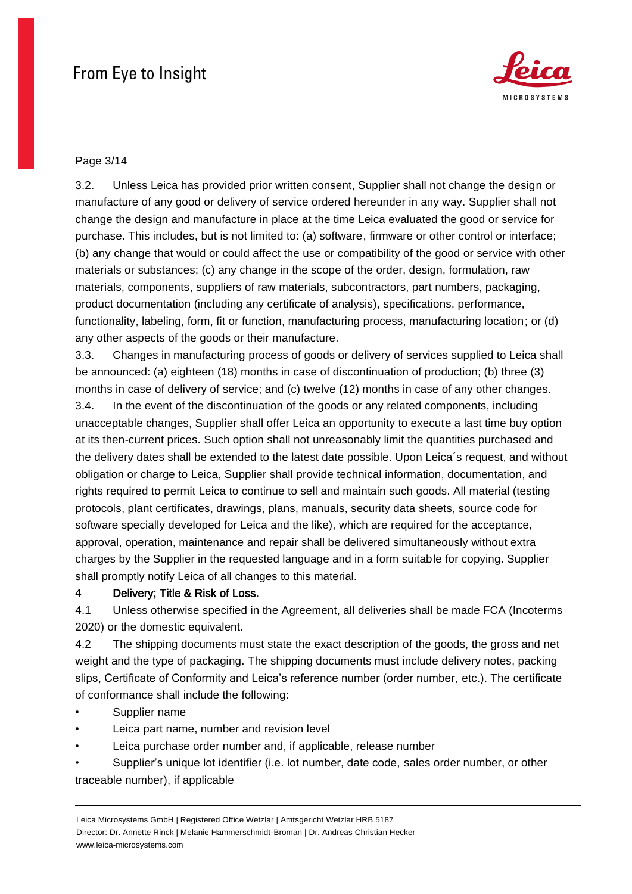3.2. Unless Leica has provided prior written consent, Supplier shall not change the design or manufacture of any good or delivery of service ordered hereunder in any way. Supplier shall not change the design and manufacture in place at the time Leica evaluated the good or service for purchase. This includes, but is not limited to: (a) software, firmware or other control or interface; (b) any change that would or could affect the use or compatibility of the good or service with other materials or substances; (c) any change in the scope of the order, design, formulation, raw materials, components, suppliers of raw materials, subcontractors, part numbers, packaging, product documentation (including any certificate of analysis), specifications, performance, functionality, labeling, form, fit or function, manufacturing process, manufacturing location; or (d) any other aspects of the goods or their manufacture.

3.3. Changes in manufacturing process of goods or delivery of services supplied to Leica shall be announced: (a) eighteen (18) months in case of discontinuation of production; (b) three (3) months in case of delivery of service; and (c) twelve (12) months in case of any other changes.

3.4. In the event of the discontinuation of the goods or any related components, including unacceptable changes, Supplier shall offer Leica an opportunity to execute a last time buy option at its then-current prices. Such option shall not unreasonably limit the quantities purchased and the delivery dates shall be extended to the latest date possible. Upon Leica´s request, and without obligation or charge to Leica, Supplier shall provide technical information, documentation, and rights required to permit Leica to continue to sell and maintain such goods. All material (testing protocols, plant certificates, drawings, plans, manuals, security data sheets, source code for software specially developed for Leica and the like), which are required for the acceptance, approval, operation, maintenance and repair shall be delivered simultaneously without extra charges by the Supplier in the requested language and in a form suitable for copying. Supplier shall promptly notify Leica of all changes to this material.

## 4 Delivery; Title & Risk of Loss.

4.1 Unless otherwise specified in the Agreement, all deliveries shall be made FCA (Incoterms 2020) or the domestic equivalent.

4.2 The shipping documents must state the exact description of the goods, the gross and net weight and the type of packaging. The shipping documents must include delivery notes, packing slips, Certificate of Conformity and Leica's reference number (order number, etc.). The certificate of conformance shall include the following:

- Supplier name
- Leica part name, number and revision level
- Leica purchase order number and, if applicable, release number
- Supplier's unique lot identifier (i.e. lot number, date code, sales order number, or other traceable number), if applicable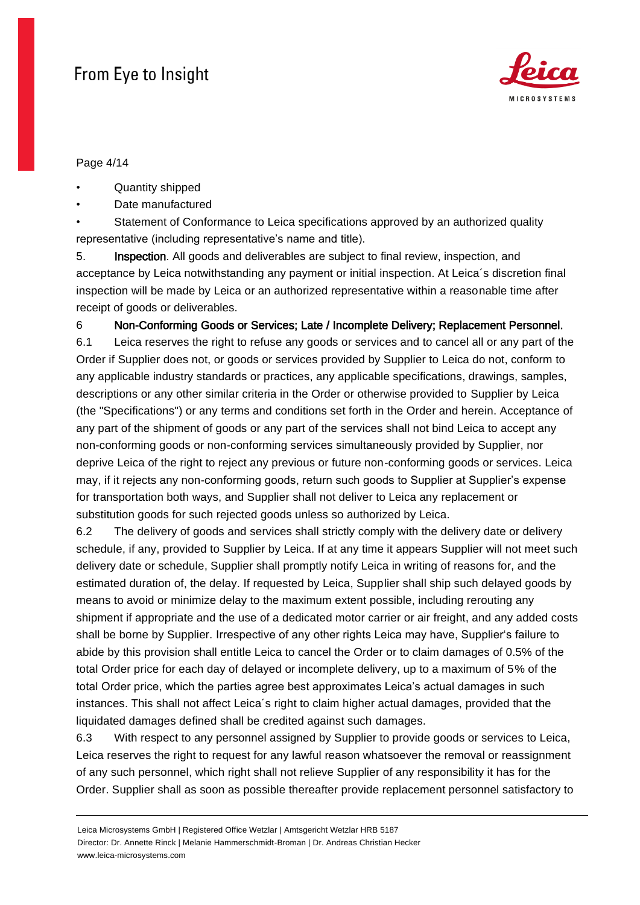- Quantity shipped
- Date manufactured
- Statement of Conformance to Leica specifications approved by an authorized quality representative (including representative's name and title).

5. **Inspection**. All goods and deliverables are subject to final review, inspection, and acceptance by Leica notwithstanding any payment or initial inspection. At Leica´s discretion final inspection will be made by Leica or an authorized representative within a reasonable time after receipt of goods or deliverables.

6 **Non-Conforming Goods or Services; Late / Incomplete Delivery; Replacement Personnel.**

6.1 Leica reserves the right to refuse any goods or services and to cancel all or any part of the Order if Supplier does not, or goods or services provided by Supplier to Leica do not, conform to any applicable industry standards or practices, any applicable specifications, drawings, samples, descriptions or any other similar criteria in the Order or otherwise provided to Supplier by Leica (the "Specifications") or any terms and conditions set forth in the Order and herein. Acceptance of any part of the shipment of goods or any part of the services shall not bind Leica to accept any non-conforming goods or non-conforming services simultaneously provided by Supplier, nor deprive Leica of the right to reject any previous or future non-conforming goods or services. Leica may, if it rejects any non-conforming goods, return such goods to Supplier at Supplier's expense for transportation both ways, and Supplier shall not deliver to Leica any replacement or substitution goods for such rejected goods unless so authorized by Leica.

6.2 The delivery of goods and services shall strictly comply with the delivery date or delivery schedule, if any, provided to Supplier by Leica. If at any time it appears Supplier will not meet such delivery date or schedule, Supplier shall promptly notify Leica in writing of reasons for, and the estimated duration of, the delay. If requested by Leica, Supplier shall ship such delayed goods by means to avoid or minimize delay to the maximum extent possible, including rerouting any shipment if appropriate and the use of a dedicated motor carrier or air freight, and any added costs shall be borne by Supplier. Irrespective of any other rights Leica may have, Supplier's failure to abide by this provision shall entitle Leica to cancel the Order or to claim damages of 0.5% of the total Order price for each day of delayed or incomplete delivery, up to a maximum of 5% of the total Order price, which the parties agree best approximates Leica's actual damages in such instances. This shall not affect Leica´s right to claim higher actual damages, provided that the liquidated damages defined shall be credited against such damages.

6.3 With respect to any personnel assigned by Supplier to provide goods or services to Leica, Leica reserves the right to request for any lawful reason whatsoever the removal or reassignment of any such personnel, which right shall not relieve Supplier of any responsibility it has for the Order. Supplier shall as soon as possible thereafter provide replacement personnel satisfactory to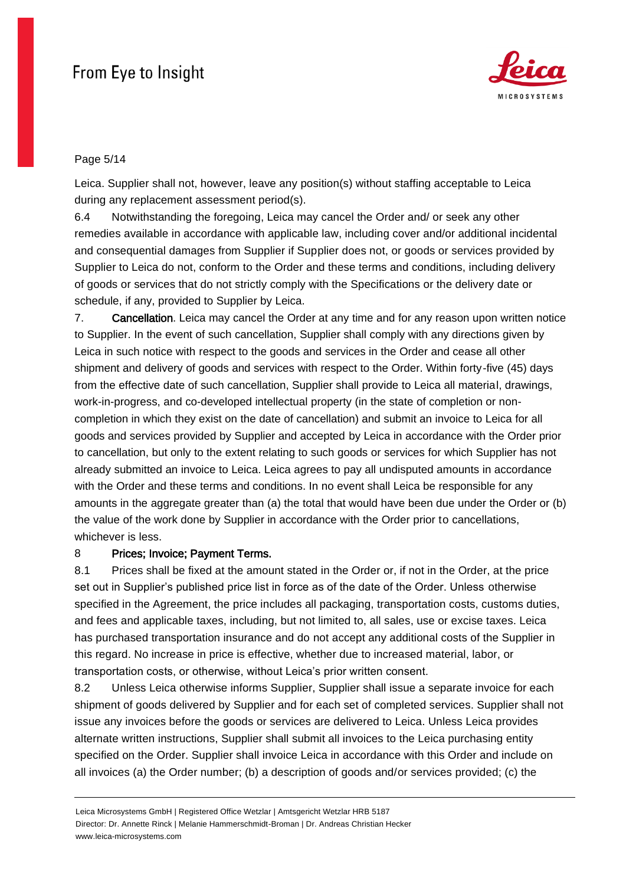Leica. Supplier shall not, however, leave any position(s) without staffing acceptable to Leica during any replacement assessment period(s).

6.4 Notwithstanding the foregoing, Leica may cancel the Order and/ or seek any other remedies available in accordance with applicable law, including cover and/or additional incidental and consequential damages from Supplier if Supplier does not, or goods or services provided by Supplier to Leica do not, conform to the Order and these terms and conditions, including delivery of goods or services that do not strictly comply with the Specifications or the delivery date or schedule, if any, provided to Supplier by Leica.

7. **Cancellation**. Leica may cancel the Order at any time and for any reason upon written notice to Supplier. In the event of such cancellation, Supplier shall comply with any directions given by Leica in such notice with respect to the goods and services in the Order and cease all other shipment and delivery of goods and services with respect to the Order. Within forty-five (45) days from the effective date of such cancellation, Supplier shall provide to Leica all material, drawings, work-in-progress, and co-developed intellectual property (in the state of completion or non-completion in which they exist on the date of cancellation) and submit an invoice to Leica for all goods and services provided by Supplier and accepted by Leica in accordance with the Order prior to cancellation, but only to the extent relating to such goods or services for which Supplier has not already submitted an invoice to Leica. Leica agrees to pay all undisputed amounts in accordance with the Order and these terms and conditions. In no event shall Leica be responsible for any amounts in the aggregate greater than (a) the total that would have been due under the Order or (b) the value of the work done by Supplier in accordance with the Order prior to cancellations, whichever is less.

8 **Prices; Invoice; Payment Terms.**

8.1 Prices shall be fixed at the amount stated in the Order or, if not in the Order, at the price set out in Supplier's published price list in force as of the date of the Order. Unless otherwise specified in the Agreement, the price includes all packaging, transportation costs, customs duties, and fees and applicable taxes, including, but not limited to, all sales, use or excise taxes. Leica has purchased transportation insurance and do not accept any additional costs of the Supplier in this regard. No increase in price is effective, whether due to increased material, labor, or transportation costs, or otherwise, without Leica's prior written consent.

8.2 Unless Leica otherwise informs Supplier, Supplier shall issue a separate invoice for each shipment of goods delivered by Supplier and for each set of completed services. Supplier shall not issue any invoices before the goods or services are delivered to Leica. Unless Leica provides alternate written instructions, Supplier shall submit all invoices to the Leica purchasing entity specified on the Order. Supplier shall invoice Leica in accordance with this Order and include on all invoices (a) the Order number; (b) a description of goods and/or services provided; (c) the

Leica Microsystems GmbH | Registered Office Wetzlar | Amtsgericht Wetzlar HRB 5187
Director: Dr. Annette Rinck | Melanie Hammerschmidt-Broman | Dr. Andreas Christian Hecker
www.leica-microsystems.com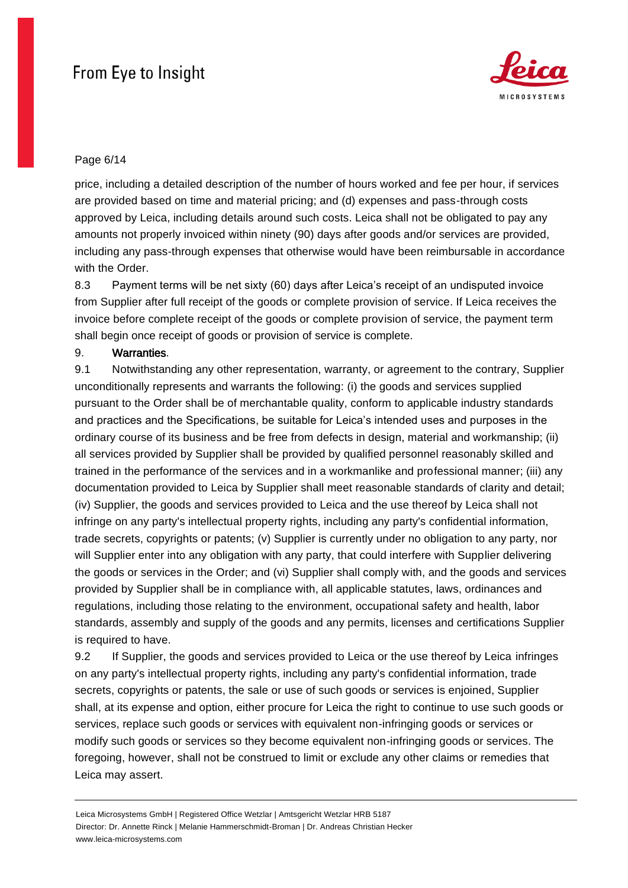price, including a detailed description of the number of hours worked and fee per hour, if services are provided based on time and material pricing; and (d) expenses and pass-through costs approved by Leica, including details around such costs. Leica shall not be obligated to pay any amounts not properly invoiced within ninety (90) days after goods and/or services are provided, including any pass-through expenses that otherwise would have been reimbursable in accordance with the Order.

8.3 Payment terms will be net sixty (60) days after Leica's receipt of an undisputed invoice from Supplier after full receipt of the goods or complete provision of service. If Leica receives the invoice before complete receipt of the goods or complete provision of service, the payment term shall begin once receipt of goods or provision of service is complete.

9. **Warranties**.

9.1 Notwithstanding any other representation, warranty, or agreement to the contrary, Supplier unconditionally represents and warrants the following: (i) the goods and services supplied pursuant to the Order shall be of merchantable quality, conform to applicable industry standards and practices and the Specifications, be suitable for Leica's intended uses and purposes in the ordinary course of its business and be free from defects in design, material and workmanship; (ii) all services provided by Supplier shall be provided by qualified personnel reasonably skilled and trained in the performance of the services and in a workmanlike and professional manner; (iii) any documentation provided to Leica by Supplier shall meet reasonable standards of clarity and detail; (iv) Supplier, the goods and services provided to Leica and the use thereof by Leica shall not infringe on any party's intellectual property rights, including any party's confidential information, trade secrets, copyrights or patents; (v) Supplier is currently under no obligation to any party, nor will Supplier enter into any obligation with any party, that could interfere with Supplier delivering the goods or services in the Order; and (vi) Supplier shall comply with, and the goods and services provided by Supplier shall be in compliance with, all applicable statutes, laws, ordinances and regulations, including those relating to the environment, occupational safety and health, labor standards, assembly and supply of the goods and any permits, licenses and certifications Supplier is required to have.

9.2 If Supplier, the goods and services provided to Leica or the use thereof by Leica infringes on any party's intellectual property rights, including any party's confidential information, trade secrets, copyrights or patents, the sale or use of such goods or services is enjoined, Supplier shall, at its expense and option, either procure for Leica the right to continue to use such goods or services, replace such goods or services with equivalent non-infringing goods or services or modify such goods or services so they become equivalent non-infringing goods or services. The foregoing, however, shall not be construed to limit or exclude any other claims or remedies that Leica may assert.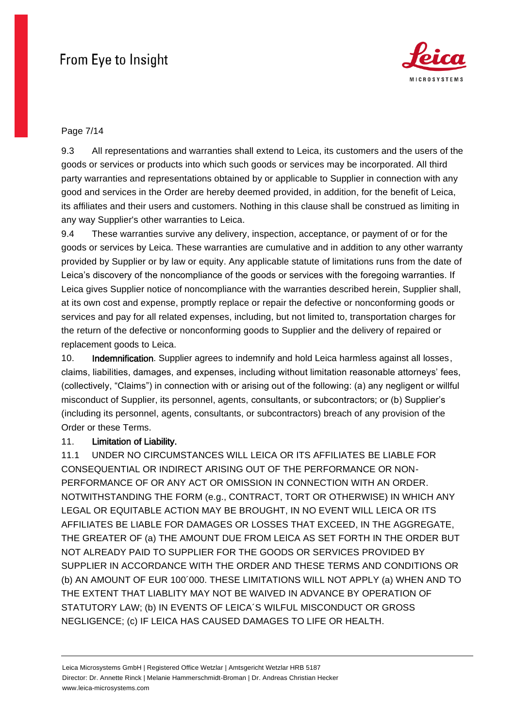9.3 All representations and warranties shall extend to Leica, its customers and the users of the goods or services or products into which such goods or services may be incorporated. All third party warranties and representations obtained by or applicable to Supplier in connection with any good and services in the Order are hereby deemed provided, in addition, for the benefit of Leica, its affiliates and their users and customers. Nothing in this clause shall be construed as limiting in any way Supplier's other warranties to Leica.

9.4 These warranties survive any delivery, inspection, acceptance, or payment of or for the goods or services by Leica. These warranties are cumulative and in addition to any other warranty provided by Supplier or by law or equity. Any applicable statute of limitations runs from the date of Leica's discovery of the noncompliance of the goods or services with the foregoing warranties. If Leica gives Supplier notice of noncompliance with the warranties described herein, Supplier shall, at its own cost and expense, promptly replace or repair the defective or nonconforming goods or services and pay for all related expenses, including, but not limited to, transportation charges for the return of the defective or nonconforming goods to Supplier and the delivery of repaired or replacement goods to Leica.

10. **Indemnification**. Supplier agrees to indemnify and hold Leica harmless against all losses, claims, liabilities, damages, and expenses, including without limitation reasonable attorneys' fees, (collectively, "Claims") in connection with or arising out of the following: (a) any negligent or willful misconduct of Supplier, its personnel, agents, consultants, or subcontractors; or (b) Supplier's (including its personnel, agents, consultants, or subcontractors) breach of any provision of the Order or these Terms.

11. **Limitation of Liability.**

11.1 UNDER NO CIRCUMSTANCES WILL LEICA OR ITS AFFILIATES BE LIABLE FOR CONSEQUENTIAL OR INDIRECT ARISING OUT OF THE PERFORMANCE OR NON-PERFORMANCE OF OR ANY ACT OR OMISSION IN CONNECTION WITH AN ORDER. NOTWITHSTANDING THE FORM (e.g., CONTRACT, TORT OR OTHERWISE) IN WHICH ANY LEGAL OR EQUITABLE ACTION MAY BE BROUGHT, IN NO EVENT WILL LEICA OR ITS AFFILIATES BE LIABLE FOR DAMAGES OR LOSSES THAT EXCEED, IN THE AGGREGATE, THE GREATER OF (a) THE AMOUNT DUE FROM LEICA AS SET FORTH IN THE ORDER BUT NOT ALREADY PAID TO SUPPLIER FOR THE GOODS OR SERVICES PROVIDED BY SUPPLIER IN ACCORDANCE WITH THE ORDER AND THESE TERMS AND CONDITIONS OR (b) AN AMOUNT OF EUR 100´000. THESE LIMITATIONS WILL NOT APPLY (a) WHEN AND TO THE EXTENT THAT LIABLITY MAY NOT BE WAIVED IN ADVANCE BY OPERATION OF STATUTORY LAW; (b) IN EVENTS OF LEICA´S WILFUL MISCONDUCT OR GROSS NEGLIGENCE; (c) IF LEICA HAS CAUSED DAMAGES TO LIFE OR HEALTH.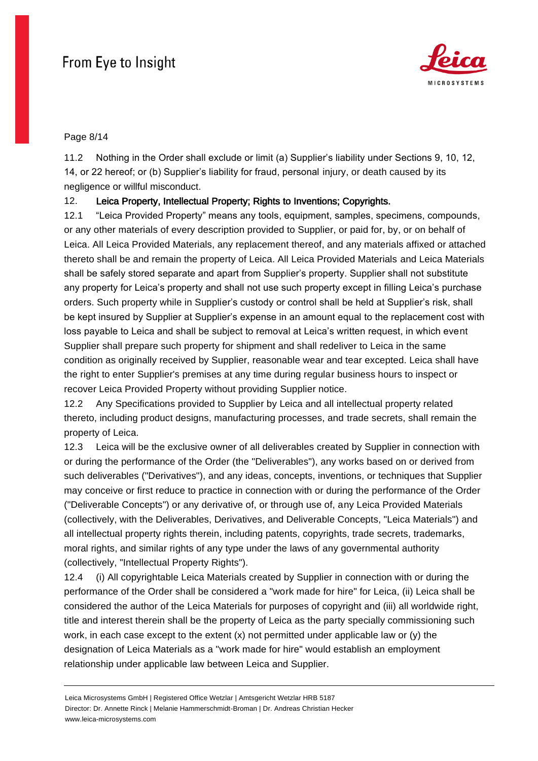11.2 Nothing in the Order shall exclude or limit (a) Supplier's liability under Sections 9, 10, 12, 14, or 22 hereof; or (b) Supplier's liability for fraud, personal injury, or death caused by its negligence or willful misconduct.

12. **Leica Property, Intellectual Property; Rights to Inventions; Copyrights.**

12.1 "Leica Provided Property" means any tools, equipment, samples, specimens, compounds, or any other materials of every description provided to Supplier, or paid for, by, or on behalf of Leica. All Leica Provided Materials, any replacement thereof, and any materials affixed or attached thereto shall be and remain the property of Leica. All Leica Provided Materials and Leica Materials shall be safely stored separate and apart from Supplier's property. Supplier shall not substitute any property for Leica's property and shall not use such property except in filling Leica's purchase orders. Such property while in Supplier's custody or control shall be held at Supplier's risk, shall be kept insured by Supplier at Supplier's expense in an amount equal to the replacement cost with loss payable to Leica and shall be subject to removal at Leica's written request, in which event Supplier shall prepare such property for shipment and shall redeliver to Leica in the same condition as originally received by Supplier, reasonable wear and tear excepted. Leica shall have the right to enter Supplier's premises at any time during regular business hours to inspect or recover Leica Provided Property without providing Supplier notice.

12.2 Any Specifications provided to Supplier by Leica and all intellectual property related thereto, including product designs, manufacturing processes, and trade secrets, shall remain the property of Leica.

12.3 Leica will be the exclusive owner of all deliverables created by Supplier in connection with or during the performance of the Order (the "Deliverables"), any works based on or derived from such deliverables ("Derivatives"), and any ideas, concepts, inventions, or techniques that Supplier may conceive or first reduce to practice in connection with or during the performance of the Order ("Deliverable Concepts") or any derivative of, or through use of, any Leica Provided Materials (collectively, with the Deliverables, Derivatives, and Deliverable Concepts, "Leica Materials") and all intellectual property rights therein, including patents, copyrights, trade secrets, trademarks, moral rights, and similar rights of any type under the laws of any governmental authority (collectively, "Intellectual Property Rights").

12.4 (i) All copyrightable Leica Materials created by Supplier in connection with or during the performance of the Order shall be considered a "work made for hire" for Leica, (ii) Leica shall be considered the author of the Leica Materials for purposes of copyright and (iii) all worldwide right, title and interest therein shall be the property of Leica as the party specially commissioning such work, in each case except to the extent (x) not permitted under applicable law or (y) the designation of Leica Materials as a "work made for hire" would establish an employment relationship under applicable law between Leica and Supplier.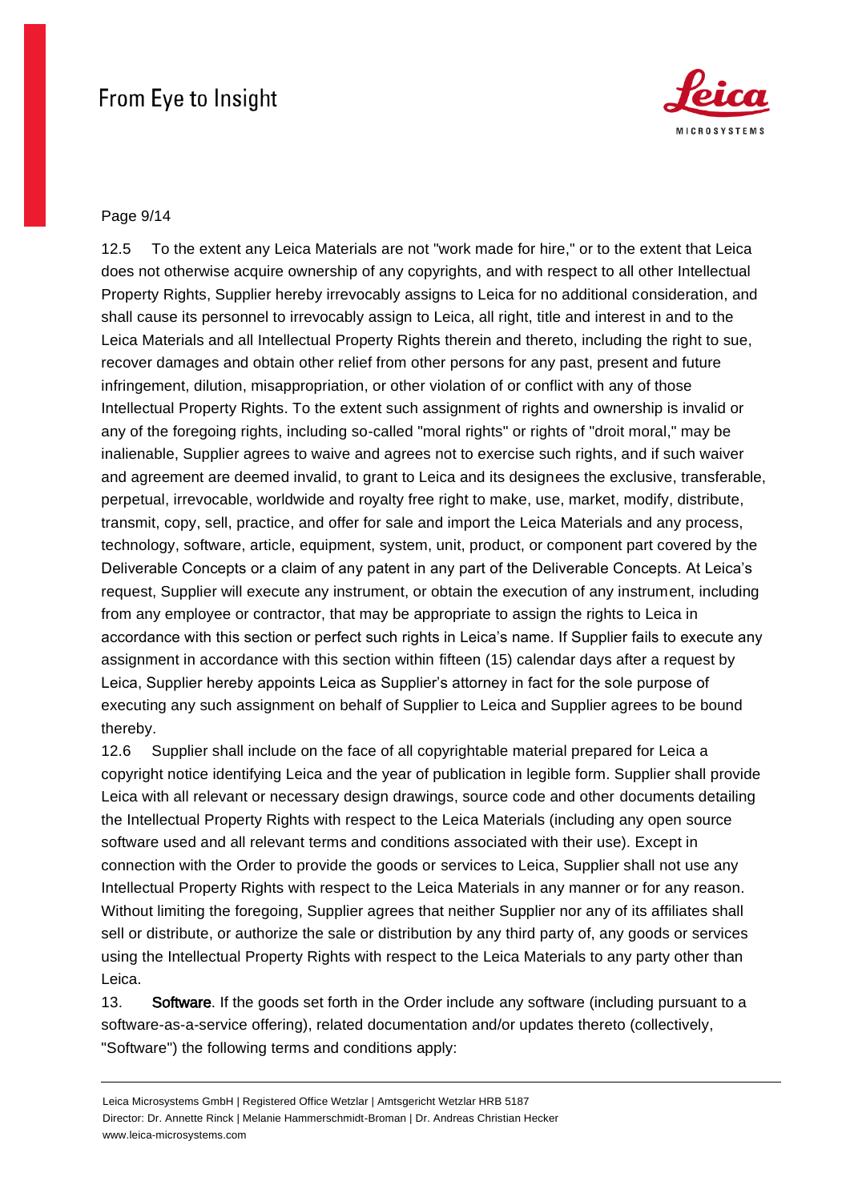12.5 To the extent any Leica Materials are not "work made for hire," or to the extent that Leica does not otherwise acquire ownership of any copyrights, and with respect to all other Intellectual Property Rights, Supplier hereby irrevocably assigns to Leica for no additional consideration, and shall cause its personnel to irrevocably assign to Leica, all right, title and interest in and to the Leica Materials and all Intellectual Property Rights therein and thereto, including the right to sue, recover damages and obtain other relief from other persons for any past, present and future infringement, dilution, misappropriation, or other violation of or conflict with any of those Intellectual Property Rights. To the extent such assignment of rights and ownership is invalid or any of the foregoing rights, including so-called "moral rights" or rights of "droit moral," may be inalienable, Supplier agrees to waive and agrees not to exercise such rights, and if such waiver and agreement are deemed invalid, to grant to Leica and its designees the exclusive, transferable, perpetual, irrevocable, worldwide and royalty free right to make, use, market, modify, distribute, transmit, copy, sell, practice, and offer for sale and import the Leica Materials and any process, technology, software, article, equipment, system, unit, product, or component part covered by the Deliverable Concepts or a claim of any patent in any part of the Deliverable Concepts. At Leica's request, Supplier will execute any instrument, or obtain the execution of any instrument, including from any employee or contractor, that may be appropriate to assign the rights to Leica in accordance with this section or perfect such rights in Leica's name. If Supplier fails to execute any assignment in accordance with this section within fifteen (15) calendar days after a request by Leica, Supplier hereby appoints Leica as Supplier's attorney in fact for the sole purpose of executing any such assignment on behalf of Supplier to Leica and Supplier agrees to be bound thereby.

12.6 Supplier shall include on the face of all copyrightable material prepared for Leica a copyright notice identifying Leica and the year of publication in legible form. Supplier shall provide Leica with all relevant or necessary design drawings, source code and other documents detailing the Intellectual Property Rights with respect to the Leica Materials (including any open source software used and all relevant terms and conditions associated with their use). Except in connection with the Order to provide the goods or services to Leica, Supplier shall not use any Intellectual Property Rights with respect to the Leica Materials in any manner or for any reason. Without limiting the foregoing, Supplier agrees that neither Supplier nor any of its affiliates shall sell or distribute, or authorize the sale or distribution by any third party of, any goods or services using the Intellectual Property Rights with respect to the Leica Materials to any party other than Leica.

13. **Software**. If the goods set forth in the Order include any software (including pursuant to a software-as-a-service offering), related documentation and/or updates thereto (collectively, "Software") the following terms and conditions apply: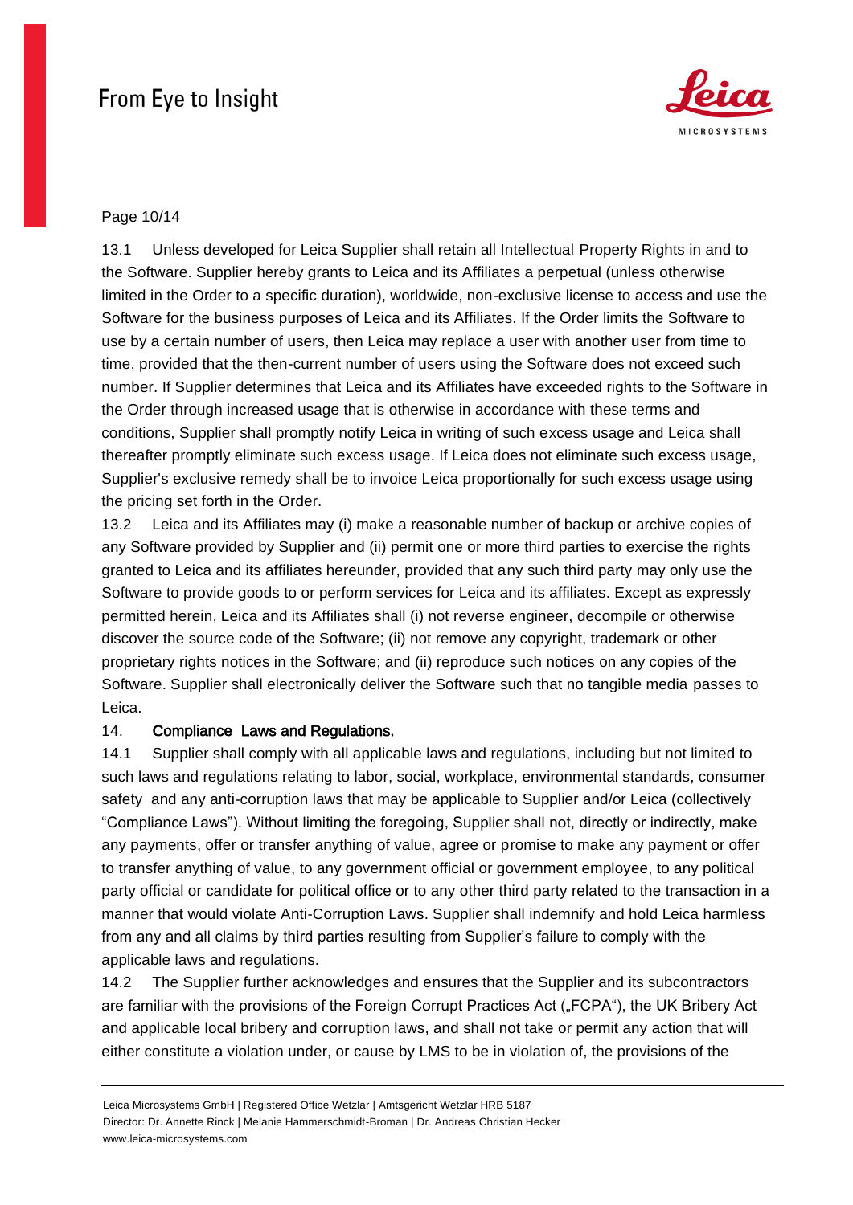13.1 Unless developed for Leica Supplier shall retain all Intellectual Property Rights in and to the Software. Supplier hereby grants to Leica and its Affiliates a perpetual (unless otherwise limited in the Order to a specific duration), worldwide, non-exclusive license to access and use the Software for the business purposes of Leica and its Affiliates. If the Order limits the Software to use by a certain number of users, then Leica may replace a user with another user from time to time, provided that the then-current number of users using the Software does not exceed such number. If Supplier determines that Leica and its Affiliates have exceeded rights to the Software in the Order through increased usage that is otherwise in accordance with these terms and conditions, Supplier shall promptly notify Leica in writing of such excess usage and Leica shall thereafter promptly eliminate such excess usage. If Leica does not eliminate such excess usage, Supplier's exclusive remedy shall be to invoice Leica proportionally for such excess usage using the pricing set forth in the Order.

13.2 Leica and its Affiliates may (i) make a reasonable number of backup or archive copies of any Software provided by Supplier and (ii) permit one or more third parties to exercise the rights granted to Leica and its affiliates hereunder, provided that any such third party may only use the Software to provide goods to or perform services for Leica and its affiliates. Except as expressly permitted herein, Leica and its Affiliates shall (i) not reverse engineer, decompile or otherwise discover the source code of the Software; (ii) not remove any copyright, trademark or other proprietary rights notices in the Software; and (ii) reproduce such notices on any copies of the Software. Supplier shall electronically deliver the Software such that no tangible media passes to Leica.

## 14. **Compliance Laws and Regulations.**

14.1 Supplier shall comply with all applicable laws and regulations, including but not limited to such laws and regulations relating to labor, social, workplace, environmental standards, consumer safety and any anti-corruption laws that may be applicable to Supplier and/or Leica (collectively "Compliance Laws"). Without limiting the foregoing, Supplier shall not, directly or indirectly, make any payments, offer or transfer anything of value, agree or promise to make any payment or offer to transfer anything of value, to any government official or government employee, to any political party official or candidate for political office or to any other third party related to the transaction in a manner that would violate Anti-Corruption Laws. Supplier shall indemnify and hold Leica harmless from any and all claims by third parties resulting from Supplier's failure to comply with the applicable laws and regulations.

14.2 The Supplier further acknowledges and ensures that the Supplier and its subcontractors are familiar with the provisions of the Foreign Corrupt Practices Act („FCPA"), the UK Bribery Act and applicable local bribery and corruption laws, and shall not take or permit any action that will either constitute a violation under, or cause by LMS to be in violation of, the provisions of the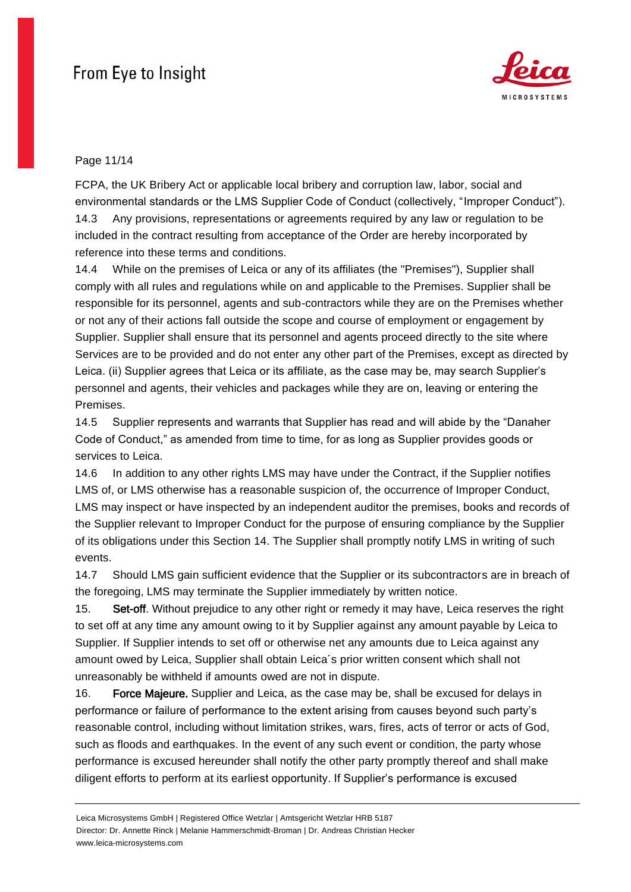FCPA, the UK Bribery Act or applicable local bribery and corruption law, labor, social and environmental standards or the LMS Supplier Code of Conduct (collectively, "Improper Conduct").

14.3 Any provisions, representations or agreements required by any law or regulation to be included in the contract resulting from acceptance of the Order are hereby incorporated by reference into these terms and conditions.

14.4 While on the premises of Leica or any of its affiliates (the "Premises"), Supplier shall comply with all rules and regulations while on and applicable to the Premises. Supplier shall be responsible for its personnel, agents and sub-contractors while they are on the Premises whether or not any of their actions fall outside the scope and course of employment or engagement by Supplier. Supplier shall ensure that its personnel and agents proceed directly to the site where Services are to be provided and do not enter any other part of the Premises, except as directed by Leica. (ii) Supplier agrees that Leica or its affiliate, as the case may be, may search Supplier's personnel and agents, their vehicles and packages while they are on, leaving or entering the Premises.

14.5 Supplier represents and warrants that Supplier has read and will abide by the "Danaher Code of Conduct," as amended from time to time, for as long as Supplier provides goods or services to Leica.

14.6 In addition to any other rights LMS may have under the Contract, if the Supplier notifies LMS of, or LMS otherwise has a reasonable suspicion of, the occurrence of Improper Conduct, LMS may inspect or have inspected by an independent auditor the premises, books and records of the Supplier relevant to Improper Conduct for the purpose of ensuring compliance by the Supplier of its obligations under this Section 14. The Supplier shall promptly notify LMS in writing of such events.

14.7 Should LMS gain sufficient evidence that the Supplier or its subcontractors are in breach of the foregoing, LMS may terminate the Supplier immediately by written notice.

15. **Set-off**. Without prejudice to any other right or remedy it may have, Leica reserves the right to set off at any time any amount owing to it by Supplier against any amount payable by Leica to Supplier. If Supplier intends to set off or otherwise net any amounts due to Leica against any amount owed by Leica, Supplier shall obtain Leica´s prior written consent which shall not unreasonably be withheld if amounts owed are not in dispute.

16. **Force Majeure.** Supplier and Leica, as the case may be, shall be excused for delays in performance or failure of performance to the extent arising from causes beyond such party's reasonable control, including without limitation strikes, wars, fires, acts of terror or acts of God, such as floods and earthquakes. In the event of any such event or condition, the party whose performance is excused hereunder shall notify the other party promptly thereof and shall make diligent efforts to perform at its earliest opportunity. If Supplier's performance is excused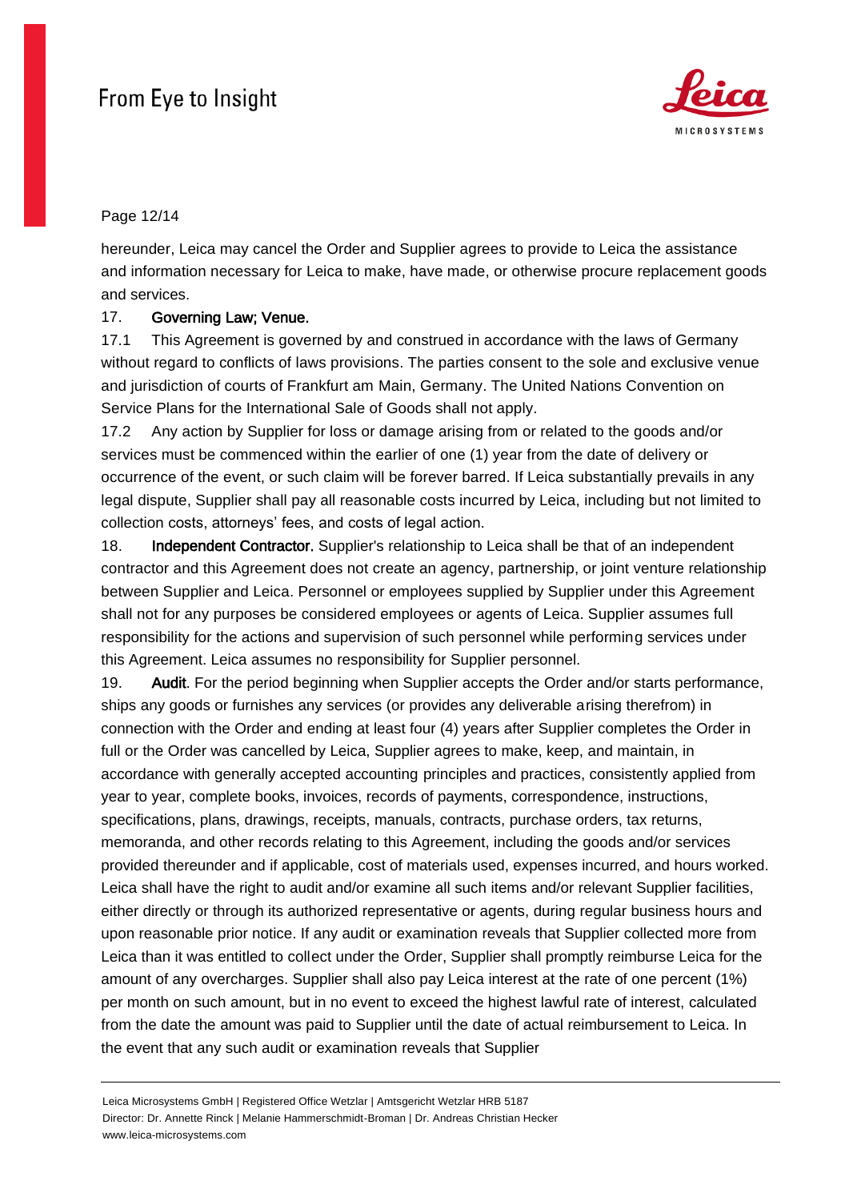hereunder, Leica may cancel the Order and Supplier agrees to provide to Leica the assistance and information necessary for Leica to make, have made, or otherwise procure replacement goods and services.

17. **Governing Law; Venue.**

17.1 This Agreement is governed by and construed in accordance with the laws of Germany without regard to conflicts of laws provisions. The parties consent to the sole and exclusive venue and jurisdiction of courts of Frankfurt am Main, Germany. The United Nations Convention on Service Plans for the International Sale of Goods shall not apply.

17.2 Any action by Supplier for loss or damage arising from or related to the goods and/or services must be commenced within the earlier of one (1) year from the date of delivery or occurrence of the event, or such claim will be forever barred. If Leica substantially prevails in any legal dispute, Supplier shall pay all reasonable costs incurred by Leica, including but not limited to collection costs, attorneys' fees, and costs of legal action.

18. **Independent Contractor.** Supplier's relationship to Leica shall be that of an independent contractor and this Agreement does not create an agency, partnership, or joint venture relationship between Supplier and Leica. Personnel or employees supplied by Supplier under this Agreement shall not for any purposes be considered employees or agents of Leica. Supplier assumes full responsibility for the actions and supervision of such personnel while performing services under this Agreement. Leica assumes no responsibility for Supplier personnel.

19. **Audit**. For the period beginning when Supplier accepts the Order and/or starts performance, ships any goods or furnishes any services (or provides any deliverable arising therefrom) in connection with the Order and ending at least four (4) years after Supplier completes the Order in full or the Order was cancelled by Leica, Supplier agrees to make, keep, and maintain, in accordance with generally accepted accounting principles and practices, consistently applied from year to year, complete books, invoices, records of payments, correspondence, instructions, specifications, plans, drawings, receipts, manuals, contracts, purchase orders, tax returns, memoranda, and other records relating to this Agreement, including the goods and/or services provided thereunder and if applicable, cost of materials used, expenses incurred, and hours worked. Leica shall have the right to audit and/or examine all such items and/or relevant Supplier facilities, either directly or through its authorized representative or agents, during regular business hours and upon reasonable prior notice. If any audit or examination reveals that Supplier collected more from Leica than it was entitled to collect under the Order, Supplier shall promptly reimburse Leica for the amount of any overcharges. Supplier shall also pay Leica interest at the rate of one percent (1%) per month on such amount, but in no event to exceed the highest lawful rate of interest, calculated from the date the amount was paid to Supplier until the date of actual reimbursement to Leica. In the event that any such audit or examination reveals that Supplier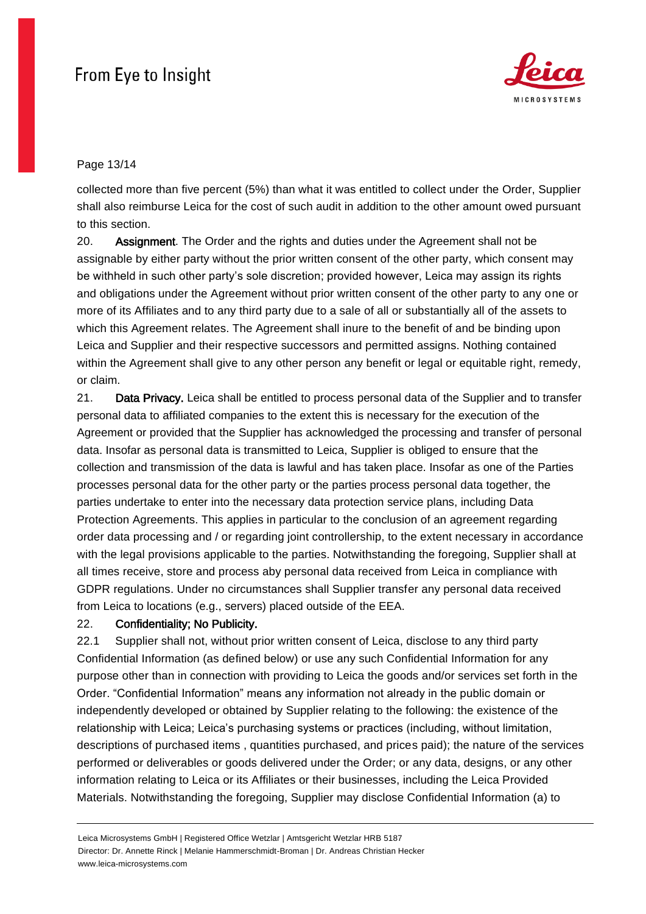collected more than five percent (5%) than what it was entitled to collect under the Order, Supplier shall also reimburse Leica for the cost of such audit in addition to the other amount owed pursuant to this section.

20. **Assignment**. The Order and the rights and duties under the Agreement shall not be assignable by either party without the prior written consent of the other party, which consent may be withheld in such other party's sole discretion; provided however, Leica may assign its rights and obligations under the Agreement without prior written consent of the other party to any one or more of its Affiliates and to any third party due to a sale of all or substantially all of the assets to which this Agreement relates. The Agreement shall inure to the benefit of and be binding upon Leica and Supplier and their respective successors and permitted assigns. Nothing contained within the Agreement shall give to any other person any benefit or legal or equitable right, remedy, or claim.

21. **Data Privacy.** Leica shall be entitled to process personal data of the Supplier and to transfer personal data to affiliated companies to the extent this is necessary for the execution of the Agreement or provided that the Supplier has acknowledged the processing and transfer of personal data. Insofar as personal data is transmitted to Leica, Supplier is obliged to ensure that the collection and transmission of the data is lawful and has taken place. Insofar as one of the Parties processes personal data for the other party or the parties process personal data together, the parties undertake to enter into the necessary data protection service plans, including Data Protection Agreements. This applies in particular to the conclusion of an agreement regarding order data processing and / or regarding joint controllership, to the extent necessary in accordance with the legal provisions applicable to the parties. Notwithstanding the foregoing, Supplier shall at all times receive, store and process aby personal data received from Leica in compliance with GDPR regulations. Under no circumstances shall Supplier transfer any personal data received from Leica to locations (e.g., servers) placed outside of the EEA.

22. **Confidentiality; No Publicity.**

22.1 Supplier shall not, without prior written consent of Leica, disclose to any third party Confidential Information (as defined below) or use any such Confidential Information for any purpose other than in connection with providing to Leica the goods and/or services set forth in the Order. "Confidential Information" means any information not already in the public domain or independently developed or obtained by Supplier relating to the following: the existence of the relationship with Leica; Leica's purchasing systems or practices (including, without limitation, descriptions of purchased items , quantities purchased, and prices paid); the nature of the services performed or deliverables or goods delivered under the Order; or any data, designs, or any other information relating to Leica or its Affiliates or their businesses, including the Leica Provided Materials. Notwithstanding the foregoing, Supplier may disclose Confidential Information (a) to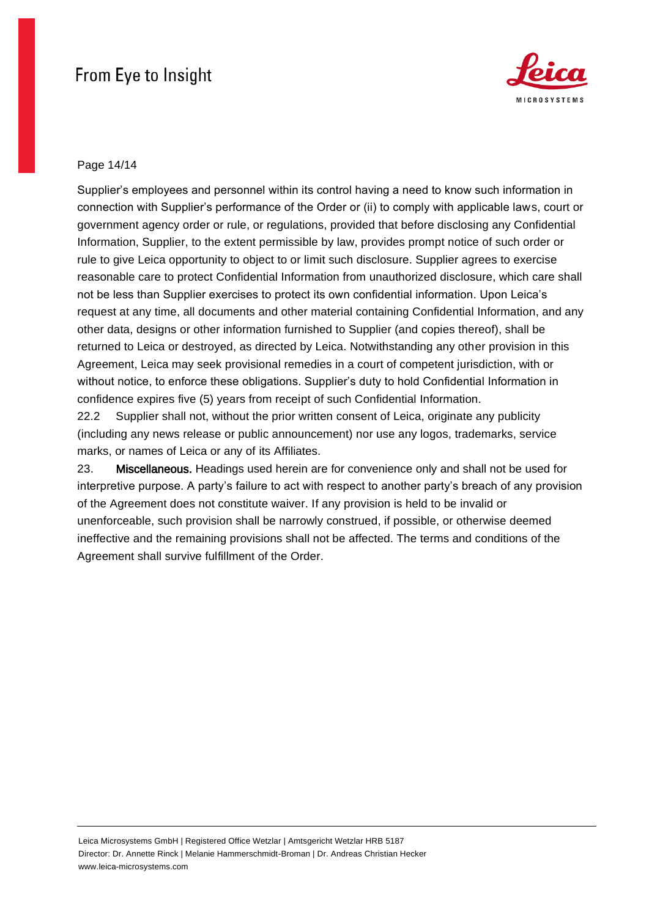Supplier's employees and personnel within its control having a need to know such information in connection with Supplier's performance of the Order or (ii) to comply with applicable laws, court or government agency order or rule, or regulations, provided that before disclosing any Confidential Information, Supplier, to the extent permissible by law, provides prompt notice of such order or rule to give Leica opportunity to object to or limit such disclosure. Supplier agrees to exercise reasonable care to protect Confidential Information from unauthorized disclosure, which care shall not be less than Supplier exercises to protect its own confidential information. Upon Leica's request at any time, all documents and other material containing Confidential Information, and any other data, designs or other information furnished to Supplier (and copies thereof), shall be returned to Leica or destroyed, as directed by Leica. Notwithstanding any other provision in this Agreement, Leica may seek provisional remedies in a court of competent jurisdiction, with or without notice, to enforce these obligations. Supplier's duty to hold Confidential Information in confidence expires five (5) years from receipt of such Confidential Information.

22.2 Supplier shall not, without the prior written consent of Leica, originate any publicity (including any news release or public announcement) nor use any logos, trademarks, service marks, or names of Leica or any of its Affiliates.

23. **Miscellaneous.** Headings used herein are for convenience only and shall not be used for interpretive purpose. A party's failure to act with respect to another party's breach of any provision of the Agreement does not constitute waiver. If any provision is held to be invalid or unenforceable, such provision shall be narrowly construed, if possible, or otherwise deemed ineffective and the remaining provisions shall not be affected. The terms and conditions of the Agreement shall survive fulfillment of the Order.